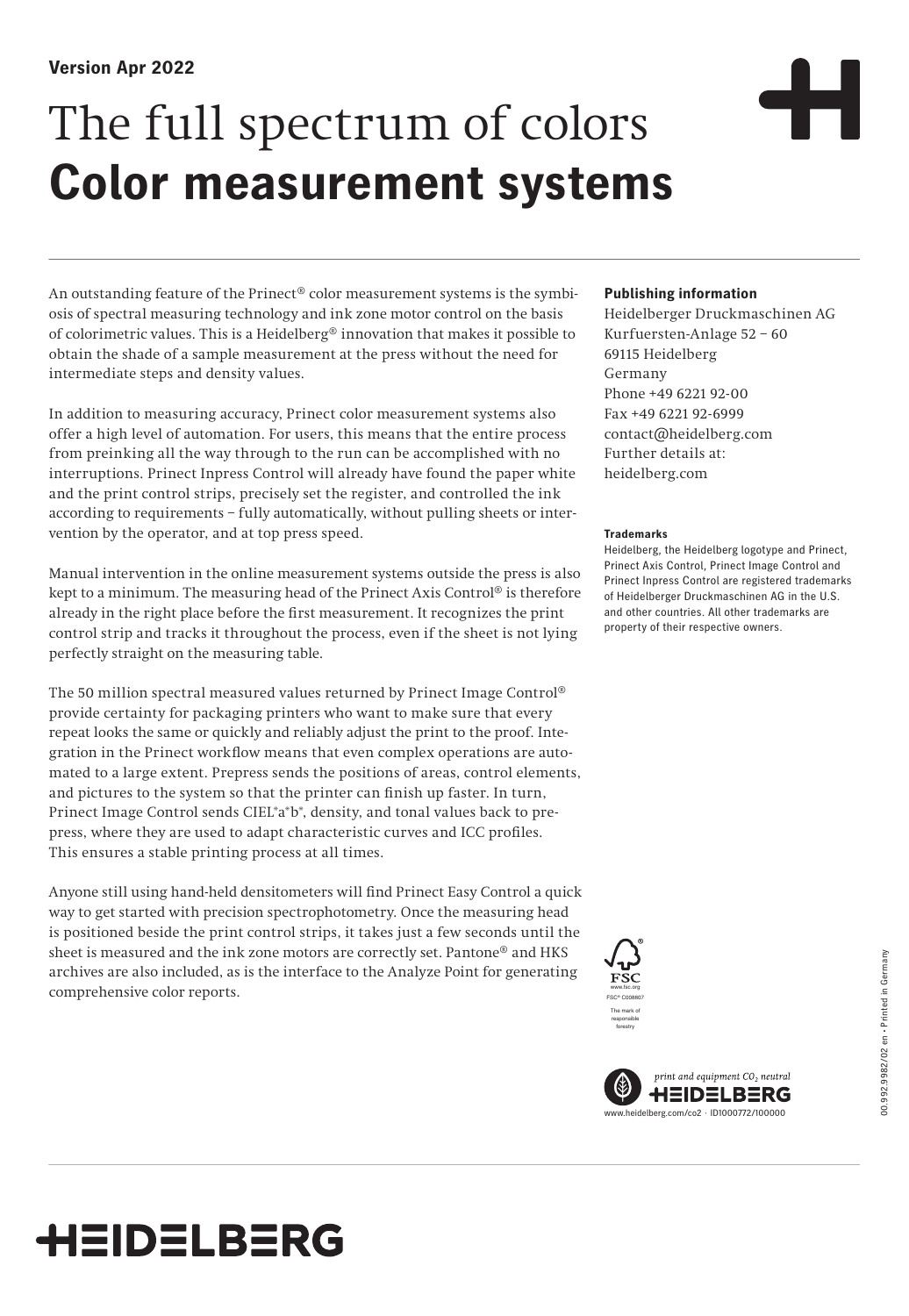**Version Apr 2022**

# The full spectrum of colors **Color measurement systems**

An outstanding feature of the Prinect® color measurement systems is the symbiosis of spectral measuring technology and ink zone motor control on the basis of colorimetric values. This is a Heidelberg® innovation that makes it possible to obtain the shade of a sample measurement at the press without the need for intermediate steps and density values.

In addition to measuring accuracy, Prinect color measurement systems also offer a high level of automation. For users, this means that the entire process from preinking all the way through to the run can be accomplished with no interruptions. Prinect Inpress Control will already have found the paper white and the print control strips, precisely set the register, and controlled the ink according to requirements – fully automatically, without pulling sheets or intervention by the operator, and at top press speed.

Manual intervention in the online measurement systems outside the press is also kept to a minimum. The measuring head of the Prinect Axis Control® is therefore already in the right place before the first measurement. It recognizes the print control strip and tracks it throughout the process, even if the sheet is not lying perfectly straight on the measuring table.

The 50 million spectral measured values returned by Prinect Image Control® provide certainty for packaging printers who want to make sure that every repeat looks the same or quickly and reliably adjust the print to the proof. Integration in the Prinect workflow means that even complex operations are automated to a large extent. Prepress sends the positions of areas, control elements, and pictures to the system so that the printer can finish up faster. In turn, Prinect Image Control sends CIEL\*a\*b\*, density, and tonal values back to prepress, where they are used to adapt characteristic curves and ICC profiles. This ensures a stable printing process at all times.

Anyone still using hand-held densitometers will find Prinect Easy Control a quick way to get started with precision spectrophotometry. Once the measuring head is positioned beside the print control strips, it takes just a few seconds until the sheet is measured and the ink zone motors are correctly set. Pantone® and HKS archives are also included, as is the interface to the Analyze Point for generating comprehensive color reports.

**Publishing information**

Heidelberger Druckmaschinen AG
Kurfuersten-Anlage 52 – 60
69115 Heidelberg
Germany
Phone +49 6221 92-00
Fax +49 6221 92-6999
contact@heidelberg.com
Further details at:
heidelberg.com

**Trademarks**

Heidelberg, the Heidelberg logotype and Prinect, Prinect Axis Control, Prinect Image Control and Prinect Inpress Control are registered trademarks of Heidelberger Druckmaschinen AG in the U.S. and other countries. All other trademarks are property of their respective owners.

FSC® C008807
The mark of responsible forestry

print and equipment $CO_2$ neutral
HEIDELBERG
www.heidelberg.com/co2 · ID1000772/100000

00.992.9982/02 en • Printed in Germany

HEIDELBERG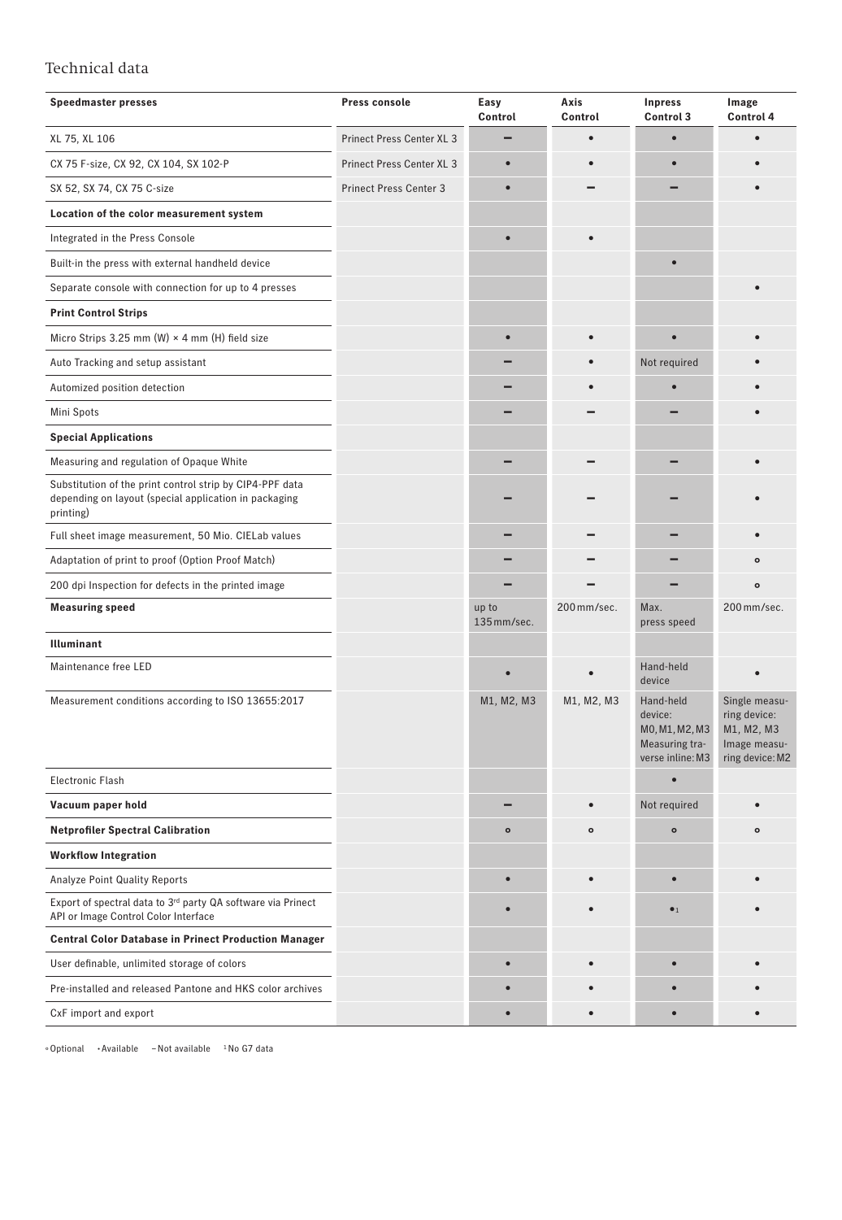## Technical data

| Speedmaster presses | Press console | Easy Control | Axis Control | Inpress Control 3 | Image Control 4 |
|---|---|---|---|---|---|
| XL 75, XL 106 | Prinect Press Center XL 3 | – | • | • | • |
| CX 75 F-size, CX 92, CX 104, SX 102-P | Prinect Press Center XL 3 | • | • | • | • |
| SX 52, SX 74, CX 75 C-size | Prinect Press Center 3 | • | – | – | • |
| **Location of the color measurement system** | | | | | |
| Integrated in the Press Console | | • | • | | |
| Built-in the press with external handheld device | | | | • | |
| Separate console with connection for up to 4 presses | | | | | • |
| **Print Control Strips** | | | | | |
| Micro Strips 3.25 mm (W) × 4 mm (H) field size | | • | • | • | • |
| Auto Tracking and setup assistant | | – | • | Not required | • |
| Automized position detection | | – | • | • | • |
| Mini Spots | | – | – | – | • |
| **Special Applications** | | | | | |
| Measuring and regulation of Opaque White | | – | – | – | • |
| Substitution of the print control strip by CIP4-PPF data depending on layout (special application in packaging printing) | | – | – | – | • |
| Full sheet image measurement, 50 Mio. CIELab values | | – | – | – | • |
| Adaptation of print to proof (Option Proof Match) | | – | – | – | ∘ |
| 200 dpi Inspection for defects in the printed image | | – | – | – | ∘ |
| **Measuring speed** | | up to 135 mm/sec. | 200 mm/sec. | Max. press speed | 200 mm/sec. |
| **Illuminant** | | | | | |
| Maintenance free LED | | • | • | Hand-held device | • |
| Measurement conditions according to ISO 13655:2017 | | M1, M2, M3 | M1, M2, M3 | Hand-held device: M0, M1, M2, M3 Measuring traverse inline: M3 | Single measuring device: M1, M2, M3 Image measuring device: M2 |
| Electronic Flash | | | | • | |
| **Vacuum paper hold** | | – | • | Not required | • |
| **Netprofiler Spectral Calibration** | | ∘ | ∘ | ∘ | ∘ |
| **Workflow Integration** | | | | | |
| Analyze Point Quality Reports | | • | • | • | • |
| Export of spectral data to 3rd party QA software via Prinect API or Image Control Color Interface | | • | • | •[1] | • |
| **Central Color Database in Prinect Production Manager** | | | | | |
| User definable, unlimited storage of colors | | • | • | • | • |
| Pre-installed and released Pantone and HKS color archives | | • | • | • | • |
| CxF import and export | | • | • | • | • |

∘ Optional • Available – Not available [1] No G7 data